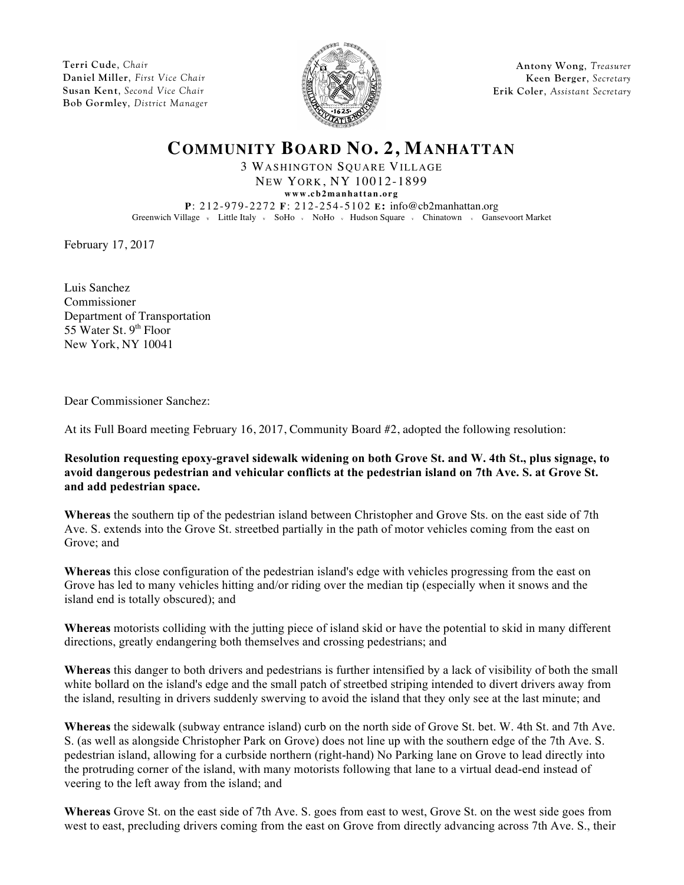**Terri Cude**, *Chair*
**Daniel Miller**, *First Vice Chair*
**Susan Kent**, *Second Vice Chair*
**Bob Gormley**, *District Manager*

**Antony Wong**, *Treasurer*
**Keen Berger**, *Secretary*
**Erik Coler**, *Assistant Secretary*

# COMMUNITY BOARD NO. 2, MANHATTAN

3 WASHINGTON SQUARE VILLAGE
NEW YORK, NY 10012-1899
**www.cb2manhattan.org**
**P**: 212-979-2272 **F**: 212-254-5102 **E:** info@cb2manhattan.org
Greenwich Village · Little Italy · SoHo · NoHo · Hudson Square · Chinatown · Gansevoort Market

February 17, 2017

Luis Sanchez
Commissioner
Department of Transportation
55 Water St. 9th Floor
New York, NY 10041

Dear Commissioner Sanchez:

At its Full Board meeting February 16, 2017, Community Board #2, adopted the following resolution:

**Resolution requesting epoxy-gravel sidewalk widening on both Grove St. and W. 4th St., plus signage, to avoid dangerous pedestrian and vehicular conflicts at the pedestrian island on 7th Ave. S. at Grove St. and add pedestrian space.**

**Whereas** the southern tip of the pedestrian island between Christopher and Grove Sts. on the east side of 7th Ave. S. extends into the Grove St. streetbed partially in the path of motor vehicles coming from the east on Grove; and

**Whereas** this close configuration of the pedestrian island's edge with vehicles progressing from the east on Grove has led to many vehicles hitting and/or riding over the median tip (especially when it snows and the island end is totally obscured); and

**Whereas** motorists colliding with the jutting piece of island skid or have the potential to skid in many different directions, greatly endangering both themselves and crossing pedestrians; and

**Whereas** this danger to both drivers and pedestrians is further intensified by a lack of visibility of both the small white bollard on the island's edge and the small patch of streetbed striping intended to divert drivers away from the island, resulting in drivers suddenly swerving to avoid the island that they only see at the last minute; and

**Whereas** the sidewalk (subway entrance island) curb on the north side of Grove St. bet. W. 4th St. and 7th Ave. S. (as well as alongside Christopher Park on Grove) does not line up with the southern edge of the 7th Ave. S. pedestrian island, allowing for a curbside northern (right-hand) No Parking lane on Grove to lead directly into the protruding corner of the island, with many motorists following that lane to a virtual dead-end instead of veering to the left away from the island; and

**Whereas** Grove St. on the east side of 7th Ave. S. goes from east to west, Grove St. on the west side goes from west to east, precluding drivers coming from the east on Grove from directly advancing across 7th Ave. S., their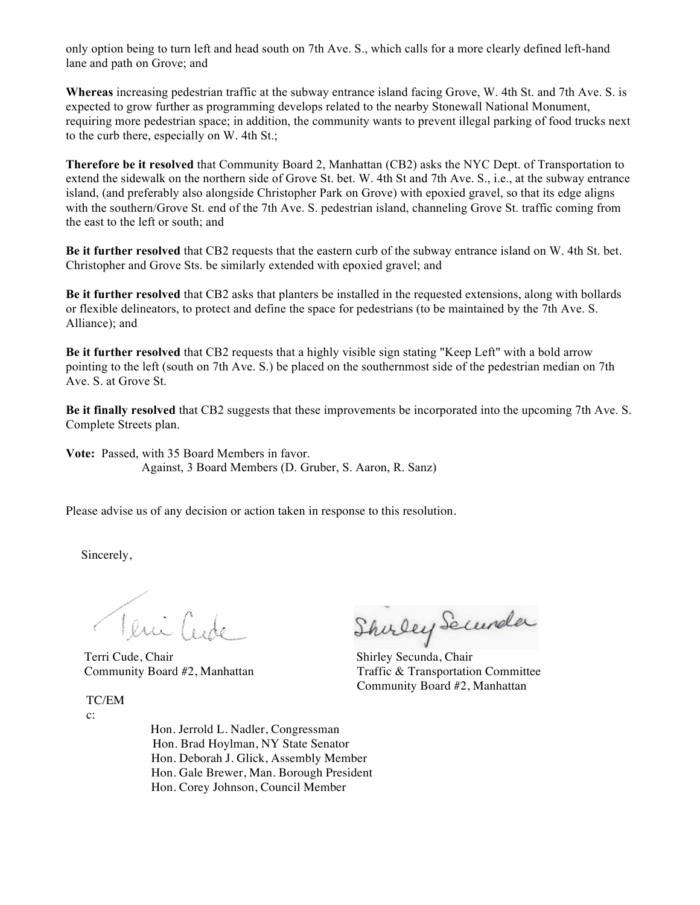only option being to turn left and head south on 7th Ave. S., which calls for a more clearly defined left-hand lane and path on Grove; and

**Whereas** increasing pedestrian traffic at the subway entrance island facing Grove, W. 4th St. and 7th Ave. S. is expected to grow further as programming develops related to the nearby Stonewall National Monument, requiring more pedestrian space; in addition, the community wants to prevent illegal parking of food trucks next to the curb there, especially on W. 4th St.;

**Therefore be it resolved** that Community Board 2, Manhattan (CB2) asks the NYC Dept. of Transportation to extend the sidewalk on the northern side of Grove St. bet. W. 4th St and 7th Ave. S., i.e., at the subway entrance island, (and preferably also alongside Christopher Park on Grove) with epoxied gravel, so that its edge aligns with the southern/Grove St. end of the 7th Ave. S. pedestrian island, channeling Grove St. traffic coming from the east to the left or south; and

**Be it further resolved** that CB2 requests that the eastern curb of the subway entrance island on W. 4th St. bet. Christopher and Grove Sts. be similarly extended with epoxied gravel; and

**Be it further resolved** that CB2 asks that planters be installed in the requested extensions, along with bollards or flexible delineators, to protect and define the space for pedestrians (to be maintained by the 7th Ave. S. Alliance); and

**Be it further resolved** that CB2 requests that a highly visible sign stating "Keep Left" with a bold arrow pointing to the left (south on 7th Ave. S.) be placed on the southernmost side of the pedestrian median on 7th Ave. S. at Grove St.

**Be it finally resolved** that CB2 suggests that these improvements be incorporated into the upcoming 7th Ave. S. Complete Streets plan.

**Vote:** Passed, with 35 Board Members in favor.
Against, 3 Board Members (D. Gruber, S. Aaron, R. Sanz)

Please advise us of any decision or action taken in response to this resolution.

Sincerely,

Terri Cude, Chair
Community Board #2, Manhattan

Shirley Secunda, Chair
Traffic & Transportation Committee
Community Board #2, Manhattan

TC/EM
c:

Hon. Jerrold L. Nadler, Congressman
Hon. Brad Hoylman, NY State Senator
Hon. Deborah J. Glick, Assembly Member
Hon. Gale Brewer, Man. Borough President
Hon. Corey Johnson, Council Member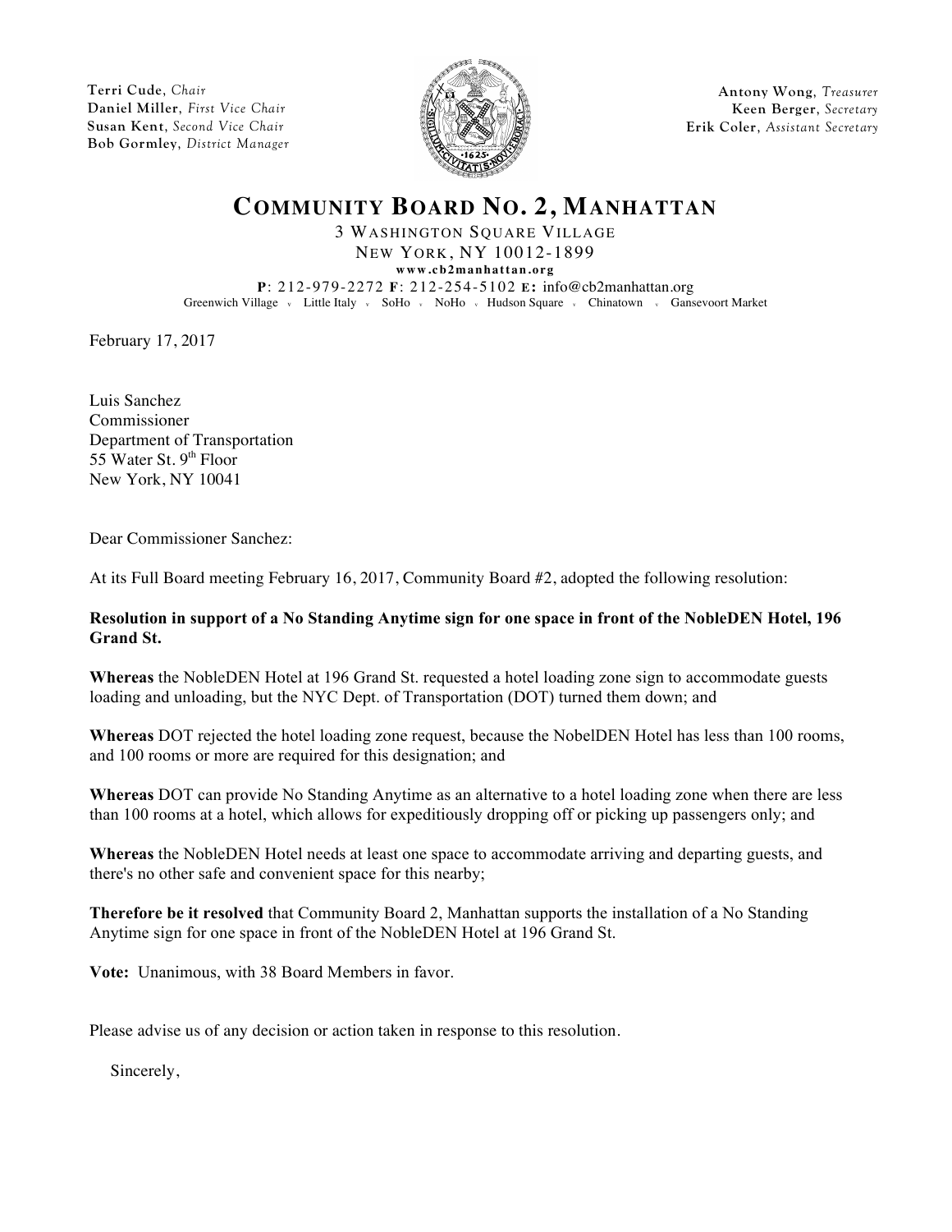**Terri Cude**, *Chair*
**Daniel Miller**, *First Vice Chair*
**Susan Kent**, *Second Vice Chair*
**Bob Gormley**, *District Manager*

**Antony Wong**, *Treasurer*
**Keen Berger**, *Secretary*
**Erik Coler**, *Assistant Secretary*

# COMMUNITY BOARD NO. 2, MANHATTAN

3 WASHINGTON SQUARE VILLAGE
NEW YORK, NY 10012-1899
**www.cb2manhattan.org**
**P**: 212-979-2272 **F**: 212-254-5102 **E:** info@cb2manhattan.org
Greenwich Village · Little Italy · SoHo · NoHo · Hudson Square · Chinatown · Gansevoort Market

February 17, 2017

Luis Sanchez
Commissioner
Department of Transportation
55 Water St. 9th Floor
New York, NY 10041

Dear Commissioner Sanchez:

At its Full Board meeting February 16, 2017, Community Board #2, adopted the following resolution:

**Resolution in support of a No Standing Anytime sign for one space in front of the NobleDEN Hotel, 196 Grand St.**

**Whereas** the NobleDEN Hotel at 196 Grand St. requested a hotel loading zone sign to accommodate guests loading and unloading, but the NYC Dept. of Transportation (DOT) turned them down; and

**Whereas** DOT rejected the hotel loading zone request, because the NobelDEN Hotel has less than 100 rooms, and 100 rooms or more are required for this designation; and

**Whereas** DOT can provide No Standing Anytime as an alternative to a hotel loading zone when there are less than 100 rooms at a hotel, which allows for expeditiously dropping off or picking up passengers only; and

**Whereas** the NobleDEN Hotel needs at least one space to accommodate arriving and departing guests, and there's no other safe and convenient space for this nearby;

**Therefore be it resolved** that Community Board 2, Manhattan supports the installation of a No Standing Anytime sign for one space in front of the NobleDEN Hotel at 196 Grand St.

**Vote:** Unanimous, with 38 Board Members in favor.

Please advise us of any decision or action taken in response to this resolution.

Sincerely,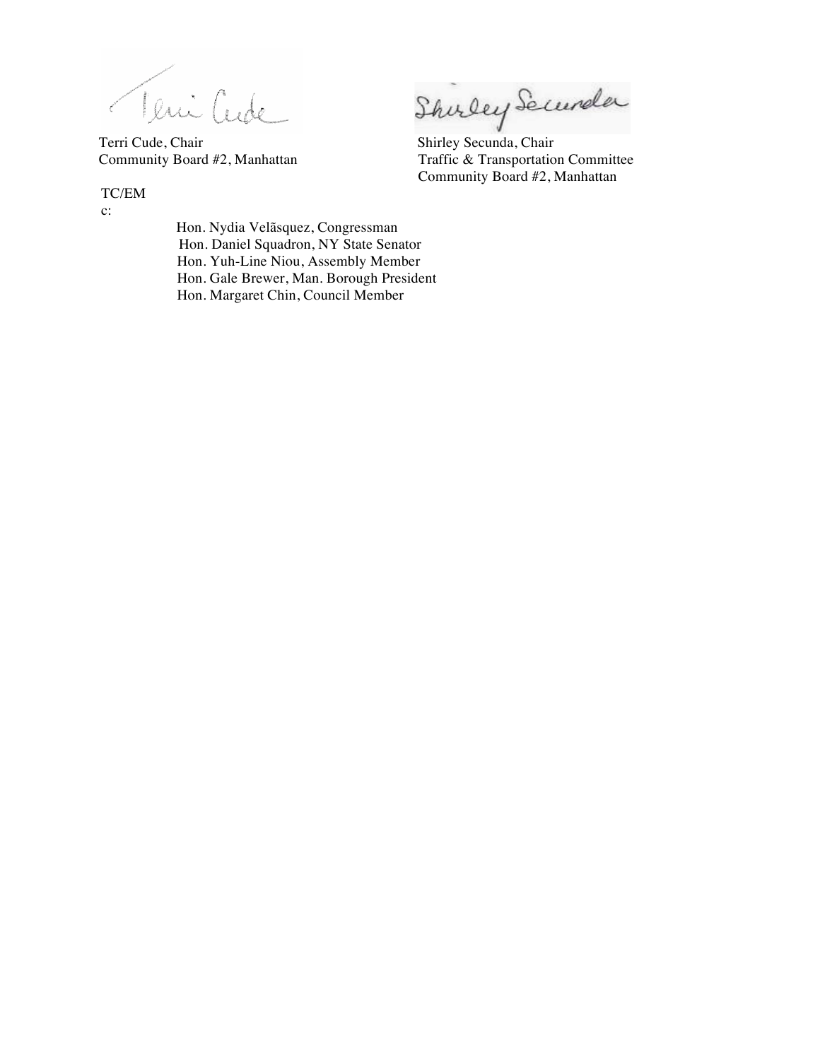Terri Cude, Chair
Community Board #2, Manhattan

Shirley Secunda, Chair
Traffic & Transportation Committee
Community Board #2, Manhattan

TC/EM

c:

Hon. Nydia Velãsquez, Congressman
Hon. Daniel Squadron, NY State Senator
Hon. Yuh-Line Niou, Assembly Member
Hon. Gale Brewer, Man. Borough President
Hon. Margaret Chin, Council Member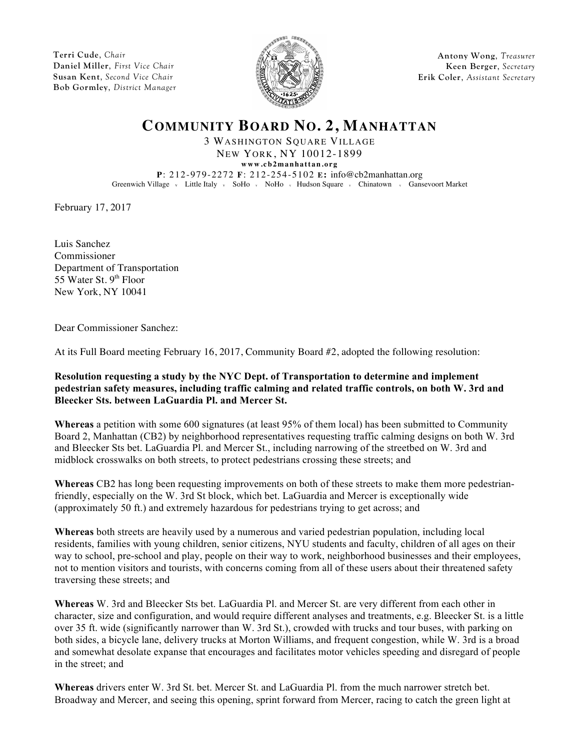**Terri Cude**, *Chair*
**Daniel Miller**, *First Vice Chair*
**Susan Kent**, *Second Vice Chair*
**Bob Gormley**, *District Manager*

**Antony Wong**, *Treasurer*
**Keen Berger**, *Secretary*
**Erik Coler**, *Assistant Secretary*

# COMMUNITY BOARD NO. 2, MANHATTAN

3 WASHINGTON SQUARE VILLAGE
NEW YORK, NY 10012-1899
**www.cb2manhattan.org**
**P**: 212-979-2272 **F**: 212-254-5102 **E:** info@cb2manhattan.org
Greenwich Village · Little Italy · SoHo · NoHo · Hudson Square · Chinatown · Gansevoort Market

February 17, 2017

Luis Sanchez
Commissioner
Department of Transportation
55 Water St. 9th Floor
New York, NY 10041

Dear Commissioner Sanchez:

At its Full Board meeting February 16, 2017, Community Board #2, adopted the following resolution:

**Resolution requesting a study by the NYC Dept. of Transportation to determine and implement pedestrian safety measures, including traffic calming and related traffic controls, on both W. 3rd and Bleecker Sts. between LaGuardia Pl. and Mercer St.**

**Whereas** a petition with some 600 signatures (at least 95% of them local) has been submitted to Community Board 2, Manhattan (CB2) by neighborhood representatives requesting traffic calming designs on both W. 3rd and Bleecker Sts bet. LaGuardia Pl. and Mercer St., including narrowing of the streetbed on W. 3rd and midblock crosswalks on both streets, to protect pedestrians crossing these streets; and

**Whereas** CB2 has long been requesting improvements on both of these streets to make them more pedestrian-friendly, especially on the W. 3rd St block, which bet. LaGuardia and Mercer is exceptionally wide (approximately 50 ft.) and extremely hazardous for pedestrians trying to get across; and

**Whereas** both streets are heavily used by a numerous and varied pedestrian population, including local residents, families with young children, senior citizens, NYU students and faculty, children of all ages on their way to school, pre-school and play, people on their way to work, neighborhood businesses and their employees, not to mention visitors and tourists, with concerns coming from all of these users about their threatened safety traversing these streets; and

**Whereas** W. 3rd and Bleecker Sts bet. LaGuardia Pl. and Mercer St. are very different from each other in character, size and configuration, and would require different analyses and treatments, e.g. Bleecker St. is a little over 35 ft. wide (significantly narrower than W. 3rd St.), crowded with trucks and tour buses, with parking on both sides, a bicycle lane, delivery trucks at Morton Williams, and frequent congestion, while W. 3rd is a broad and somewhat desolate expanse that encourages and facilitates motor vehicles speeding and disregard of people in the street; and

**Whereas** drivers enter W. 3rd St. bet. Mercer St. and LaGuardia Pl. from the much narrower stretch bet. Broadway and Mercer, and seeing this opening, sprint forward from Mercer, racing to catch the green light at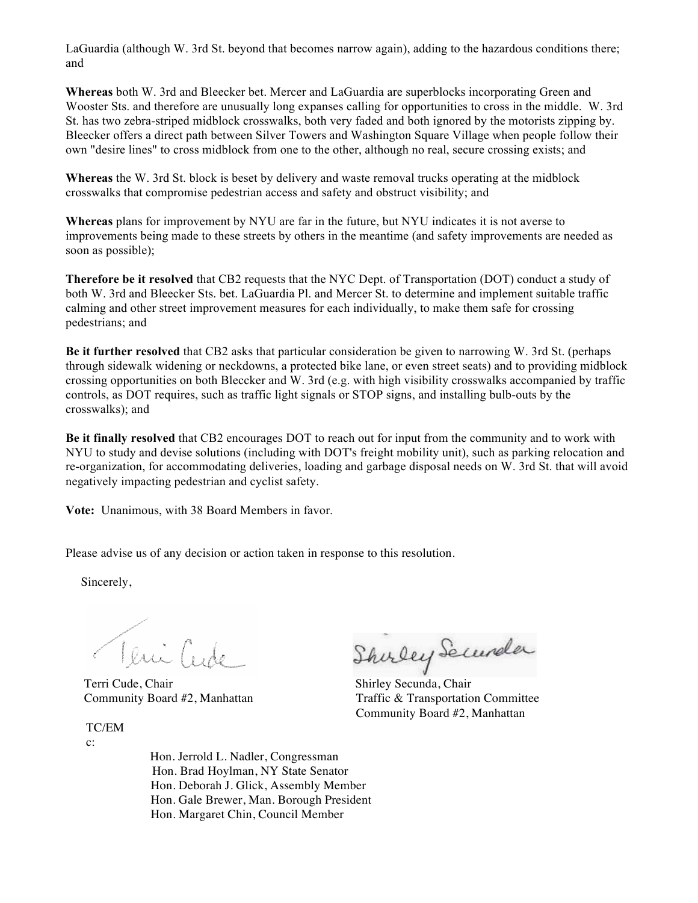LaGuardia (although W. 3rd St. beyond that becomes narrow again), adding to the hazardous conditions there; and

**Whereas** both W. 3rd and Bleecker bet. Mercer and LaGuardia are superblocks incorporating Green and Wooster Sts. and therefore are unusually long expanses calling for opportunities to cross in the middle. W. 3rd St. has two zebra-striped midblock crosswalks, both very faded and both ignored by the motorists zipping by. Bleecker offers a direct path between Silver Towers and Washington Square Village when people follow their own "desire lines" to cross midblock from one to the other, although no real, secure crossing exists; and

**Whereas** the W. 3rd St. block is beset by delivery and waste removal trucks operating at the midblock crosswalks that compromise pedestrian access and safety and obstruct visibility; and

**Whereas** plans for improvement by NYU are far in the future, but NYU indicates it is not averse to improvements being made to these streets by others in the meantime (and safety improvements are needed as soon as possible);

**Therefore be it resolved** that CB2 requests that the NYC Dept. of Transportation (DOT) conduct a study of both W. 3rd and Bleecker Sts. bet. LaGuardia Pl. and Mercer St. to determine and implement suitable traffic calming and other street improvement measures for each individually, to make them safe for crossing pedestrians; and

**Be it further resolved** that CB2 asks that particular consideration be given to narrowing W. 3rd St. (perhaps through sidewalk widening or neckdowns, a protected bike lane, or even street seats) and to providing midblock crossing opportunities on both Bleccker and W. 3rd (e.g. with high visibility crosswalks accompanied by traffic controls, as DOT requires, such as traffic light signals or STOP signs, and installing bulb-outs by the crosswalks); and

**Be it finally resolved** that CB2 encourages DOT to reach out for input from the community and to work with NYU to study and devise solutions (including with DOT's freight mobility unit), such as parking relocation and re-organization, for accommodating deliveries, loading and garbage disposal needs on W. 3rd St. that will avoid negatively impacting pedestrian and cyclist safety.

**Vote:** Unanimous, with 38 Board Members in favor.

Please advise us of any decision or action taken in response to this resolution.

Sincerely,

Terri Cude, Chair
Community Board #2, Manhattan

Shirley Secunda, Chair
Traffic & Transportation Committee
Community Board #2, Manhattan

TC/EM
c:

Hon. Jerrold L. Nadler, Congressman
Hon. Brad Hoylman, NY State Senator
Hon. Deborah J. Glick, Assembly Member
Hon. Gale Brewer, Man. Borough President
Hon. Margaret Chin, Council Member